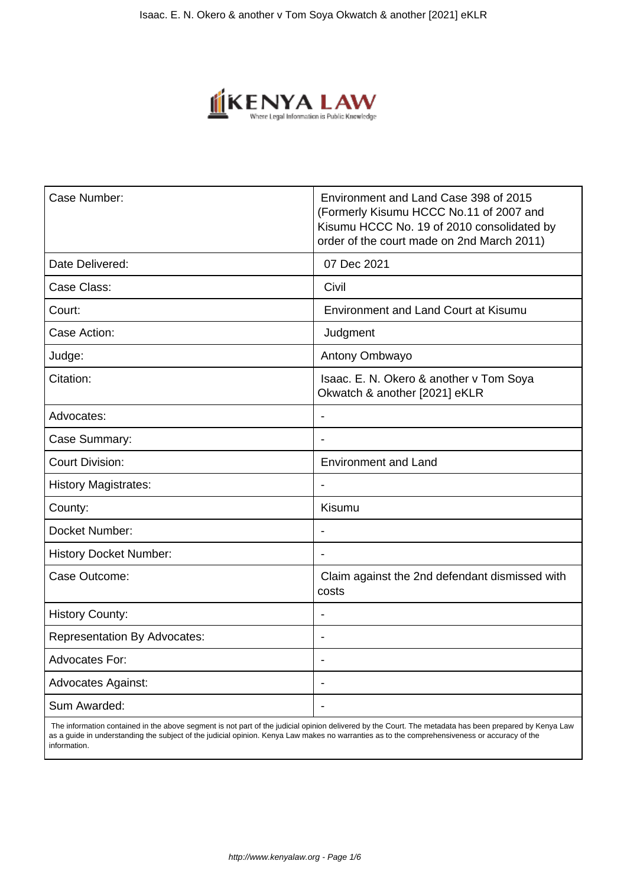| Case Number: | Environment and Land Case 398 of 2015 (Formerly Kisumu HCCC No.11 of 2007 and Kisumu HCCC No. 19 of 2010 consolidated by order of the court made on 2nd March 2011) |
|---|---|
| Date Delivered: | 07 Dec 2021 |
| Case Class: | Civil |
| Court: | Environment and Land Court at Kisumu |
| Case Action: | Judgment |
| Judge: | Antony Ombwayo |
| Citation: | Isaac. E. N. Okero & another v Tom Soya Okwatch & another [2021] eKLR |
| Advocates: | - |
| Case Summary: | - |
| Court Division: | Environment and Land |
| History Magistrates: | - |
| County: | Kisumu |
| Docket Number: | - |
| History Docket Number: | - |
| Case Outcome: | Claim against the 2nd defendant dismissed with costs |
| History County: | - |
| Representation By Advocates: | - |
| Advocates For: | - |
| Advocates Against: | - |
| Sum Awarded: | - |

The information contained in the above segment is not part of the judicial opinion delivered by the Court. The metadata has been prepared by Kenya Law as a guide in understanding the subject of the judicial opinion. Kenya Law makes no warranties as to the comprehensiveness or accuracy of the information.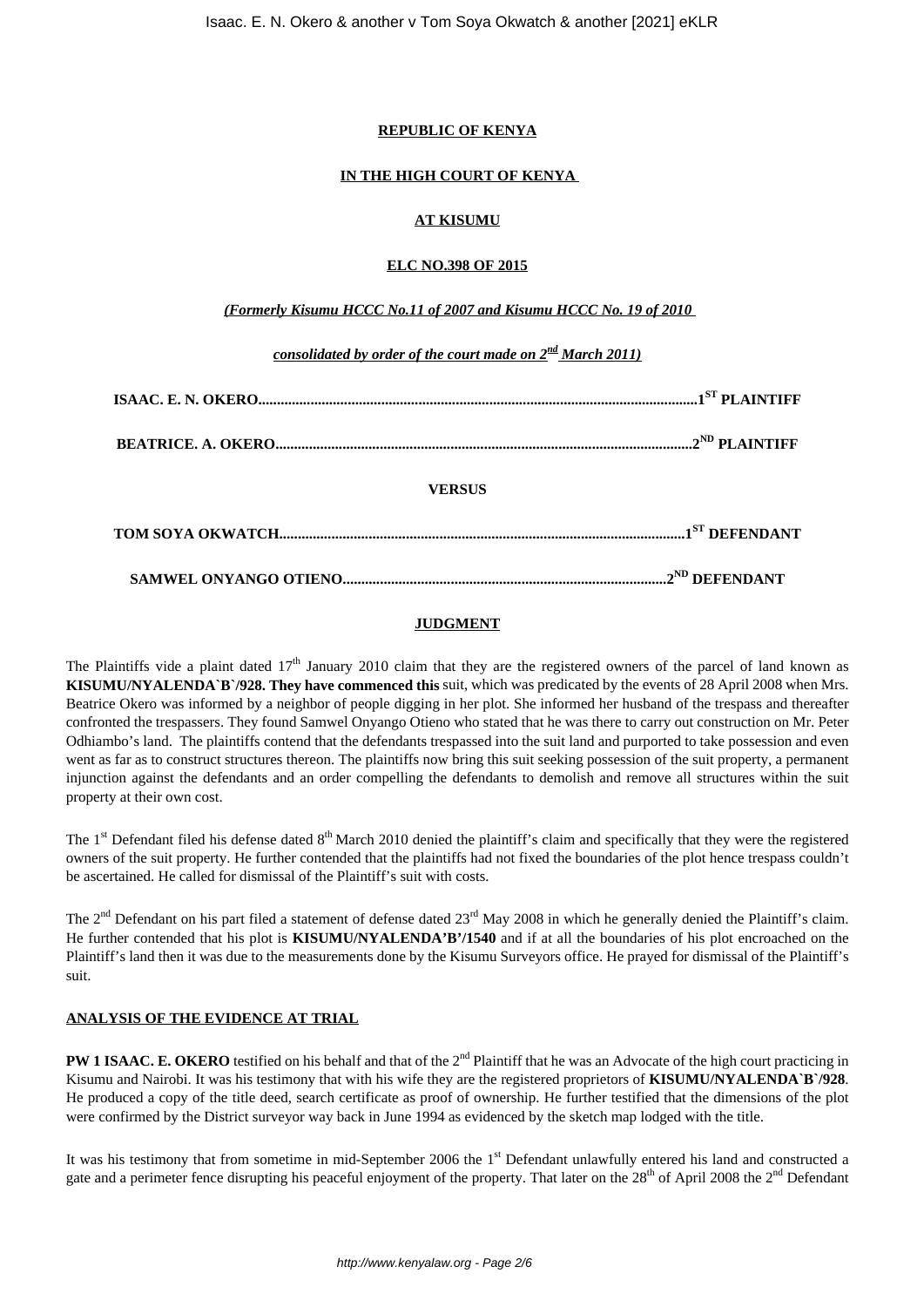**REPUBLIC OF KENYA**

**IN THE HIGH COURT OF KENYA**

**AT KISUMU**

**ELC NO.398 OF 2015**

***(Formerly Kisumu HCCC No.11 of 2007 and Kisumu HCCC No. 19 of 2010***

***consolidated by order of the court made on 2nd March 2011)***

**ISAAC. E. N. OKERO.....................................................................................................................1ST PLAINTIFF**

**BEATRICE. A. OKERO...............................................................................................................2ND PLAINTIFF**

**VERSUS**

**TOM SOYA OKWATCH.............................................................................................................1ST DEFENDANT**

**SAMWEL ONYANGO OTIENO......................................................................................2ND DEFENDANT**

**JUDGMENT**

The Plaintiffs vide a plaint dated 17th January 2010 claim that they are the registered owners of the parcel of land known as **KISUMU/NYALENDA`B`/928. They have commenced this** suit, which was predicated by the events of 28 April 2008 when Mrs. Beatrice Okero was informed by a neighbor of people digging in her plot. She informed her husband of the trespass and thereafter confronted the trespassers. They found Samwel Onyango Otieno who stated that he was there to carry out construction on Mr. Peter Odhiambo's land. The plaintiffs contend that the defendants trespassed into the suit land and purported to take possession and even went as far as to construct structures thereon. The plaintiffs now bring this suit seeking possession of the suit property, a permanent injunction against the defendants and an order compelling the defendants to demolish and remove all structures within the suit property at their own cost.

The 1st Defendant filed his defense dated 8th March 2010 denied the plaintiff's claim and specifically that they were the registered owners of the suit property. He further contended that the plaintiffs had not fixed the boundaries of the plot hence trespass couldn't be ascertained. He called for dismissal of the Plaintiff's suit with costs.

The 2nd Defendant on his part filed a statement of defense dated 23rd May 2008 in which he generally denied the Plaintiff's claim. He further contended that his plot is **KISUMU/NYALENDA'B'/1540** and if at all the boundaries of his plot encroached on the Plaintiff's land then it was due to the measurements done by the Kisumu Surveyors office. He prayed for dismissal of the Plaintiff's suit.

**ANALYSIS OF THE EVIDENCE AT TRIAL**

**PW 1 ISAAC. E. OKERO** testified on his behalf and that of the 2nd Plaintiff that he was an Advocate of the high court practicing in Kisumu and Nairobi. It was his testimony that with his wife they are the registered proprietors of **KISUMU/NYALENDA`B`/928**. He produced a copy of the title deed, search certificate as proof of ownership. He further testified that the dimensions of the plot were confirmed by the District surveyor way back in June 1994 as evidenced by the sketch map lodged with the title.

It was his testimony that from sometime in mid-September 2006 the 1st Defendant unlawfully entered his land and constructed a gate and a perimeter fence disrupting his peaceful enjoyment of the property. That later on the 28th of April 2008 the 2nd Defendant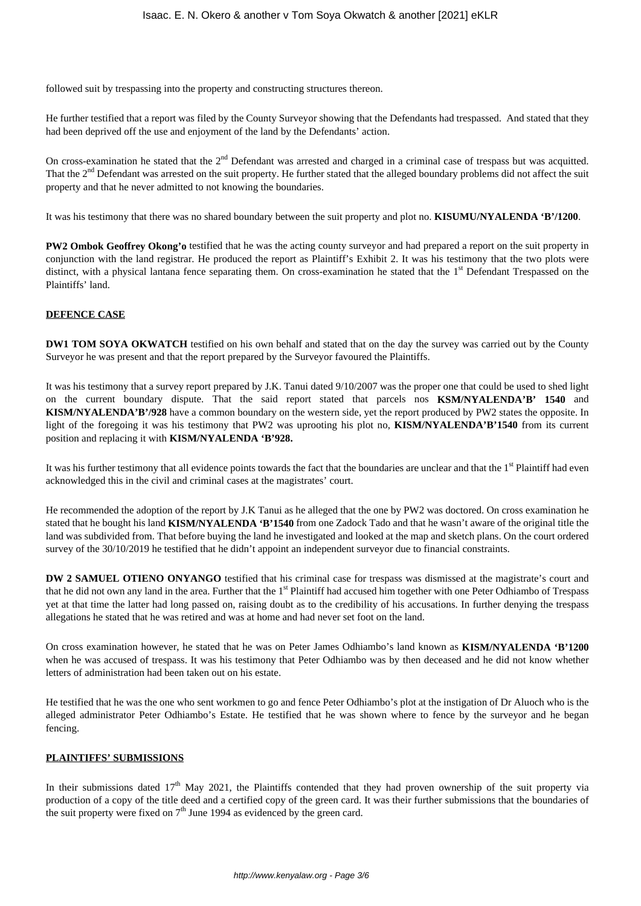followed suit by trespassing into the property and constructing structures thereon.

He further testified that a report was filed by the County Surveyor showing that the Defendants had trespassed. And stated that they had been deprived off the use and enjoyment of the land by the Defendants' action.

On cross-examination he stated that the 2nd Defendant was arrested and charged in a criminal case of trespass but was acquitted. That the 2nd Defendant was arrested on the suit property. He further stated that the alleged boundary problems did not affect the suit property and that he never admitted to not knowing the boundaries.

It was his testimony that there was no shared boundary between the suit property and plot no. **KISUMU/NYALENDA 'B'/1200**.

**PW2 Ombok Geoffrey Okong'o** testified that he was the acting county surveyor and had prepared a report on the suit property in conjunction with the land registrar. He produced the report as Plaintiff's Exhibit 2. It was his testimony that the two plots were distinct, with a physical lantana fence separating them. On cross-examination he stated that the 1st Defendant Trespassed on the Plaintiffs' land.

**DEFENCE CASE**

**DW1 TOM SOYA OKWATCH** testified on his own behalf and stated that on the day the survey was carried out by the County Surveyor he was present and that the report prepared by the Surveyor favoured the Plaintiffs.

It was his testimony that a survey report prepared by J.K. Tanui dated 9/10/2007 was the proper one that could be used to shed light on the current boundary dispute. That the said report stated that parcels nos **KSM/NYALENDA'B' 1540** and **KISM/NYALENDA'B'/928** have a common boundary on the western side, yet the report produced by PW2 states the opposite. In light of the foregoing it was his testimony that PW2 was uprooting his plot no, **KISM/NYALENDA'B'1540** from its current position and replacing it with **KISM/NYALENDA 'B'928.**

It was his further testimony that all evidence points towards the fact that the boundaries are unclear and that the 1st Plaintiff had even acknowledged this in the civil and criminal cases at the magistrates' court.

He recommended the adoption of the report by J.K Tanui as he alleged that the one by PW2 was doctored. On cross examination he stated that he bought his land **KISM/NYALENDA 'B'1540** from one Zadock Tado and that he wasn't aware of the original title the land was subdivided from. That before buying the land he investigated and looked at the map and sketch plans. On the court ordered survey of the 30/10/2019 he testified that he didn't appoint an independent surveyor due to financial constraints.

**DW 2 SAMUEL OTIENO ONYANGO** testified that his criminal case for trespass was dismissed at the magistrate's court and that he did not own any land in the area. Further that the 1st Plaintiff had accused him together with one Peter Odhiambo of Trespass yet at that time the latter had long passed on, raising doubt as to the credibility of his accusations. In further denying the trespass allegations he stated that he was retired and was at home and had never set foot on the land.

On cross examination however, he stated that he was on Peter James Odhiambo's land known as **KISM/NYALENDA 'B'1200** when he was accused of trespass. It was his testimony that Peter Odhiambo was by then deceased and he did not know whether letters of administration had been taken out on his estate.

He testified that he was the one who sent workmen to go and fence Peter Odhiambo's plot at the instigation of Dr Aluoch who is the alleged administrator Peter Odhiambo's Estate. He testified that he was shown where to fence by the surveyor and he began fencing.

**PLAINTIFFS' SUBMISSIONS**

In their submissions dated 17th May 2021, the Plaintiffs contended that they had proven ownership of the suit property via production of a copy of the title deed and a certified copy of the green card. It was their further submissions that the boundaries of the suit property were fixed on 7th June 1994 as evidenced by the green card.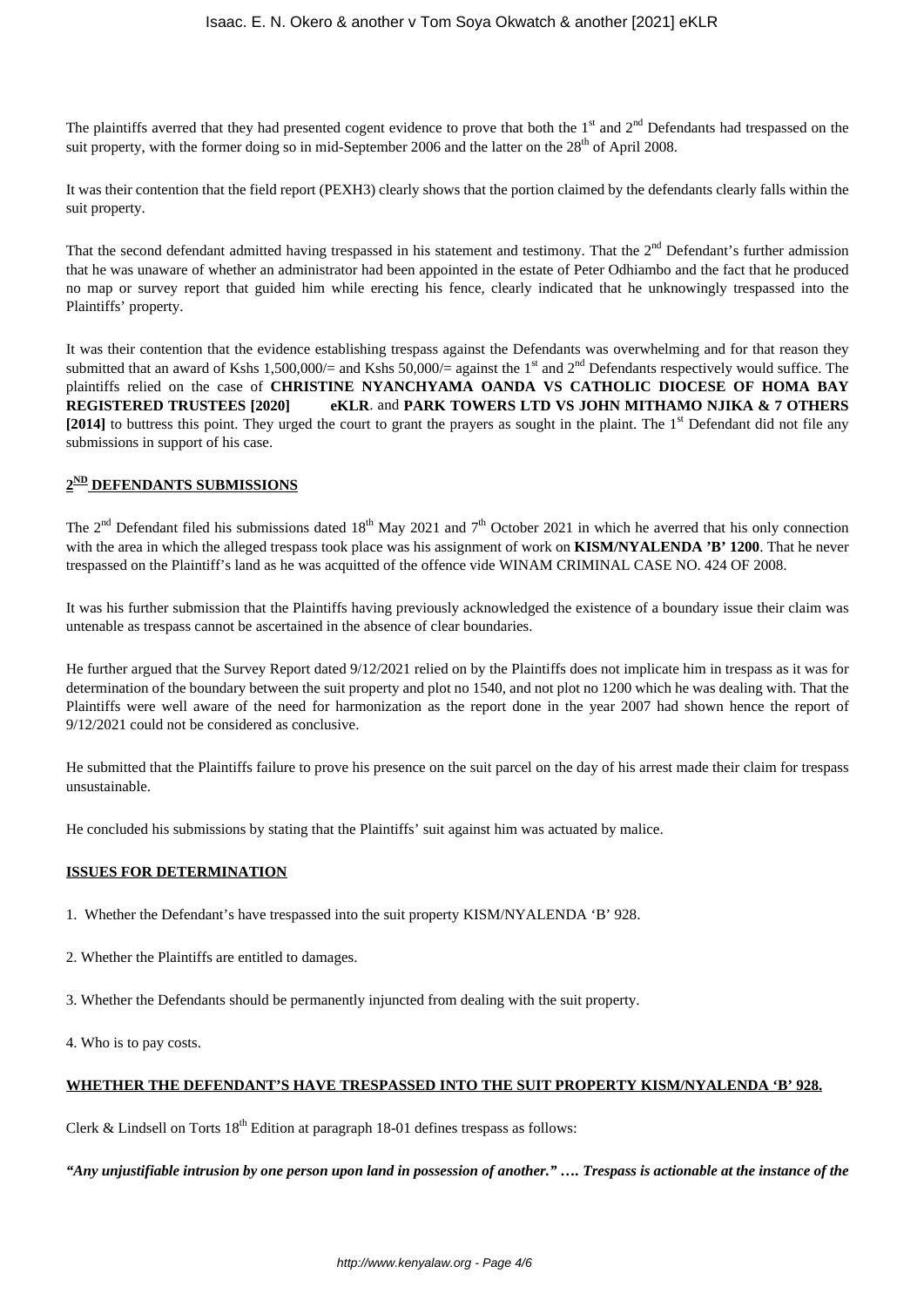The plaintiffs averred that they had presented cogent evidence to prove that both the 1st and 2nd Defendants had trespassed on the suit property, with the former doing so in mid-September 2006 and the latter on the 28th of April 2008.

It was their contention that the field report (PEXH3) clearly shows that the portion claimed by the defendants clearly falls within the suit property.

That the second defendant admitted having trespassed in his statement and testimony. That the 2nd Defendant's further admission that he was unaware of whether an administrator had been appointed in the estate of Peter Odhiambo and the fact that he produced no map or survey report that guided him while erecting his fence, clearly indicated that he unknowingly trespassed into the Plaintiffs' property.

It was their contention that the evidence establishing trespass against the Defendants was overwhelming and for that reason they submitted that an award of Kshs 1,500,000/= and Kshs 50,000/= against the 1st and 2nd Defendants respectively would suffice. The plaintiffs relied on the case of **CHRISTINE NYANCHYAMA OANDA VS CATHOLIC DIOCESE OF HOMA BAY REGISTERED TRUSTEES [2020] eKLR**. and **PARK TOWERS LTD VS JOHN MITHAMO NJIKA & 7 OTHERS [2014]** to buttress this point. They urged the court to grant the prayers as sought in the plaint. The 1st Defendant did not file any submissions in support of his case.

## 2ND DEFENDANTS SUBMISSIONS

The 2nd Defendant filed his submissions dated 18th May 2021 and 7th October 2021 in which he averred that his only connection with the area in which the alleged trespass took place was his assignment of work on **KISM/NYALENDA 'B' 1200**. That he never trespassed on the Plaintiff's land as he was acquitted of the offence vide WINAM CRIMINAL CASE NO. 424 OF 2008.

It was his further submission that the Plaintiffs having previously acknowledged the existence of a boundary issue their claim was untenable as trespass cannot be ascertained in the absence of clear boundaries.

He further argued that the Survey Report dated 9/12/2021 relied on by the Plaintiffs does not implicate him in trespass as it was for determination of the boundary between the suit property and plot no 1540, and not plot no 1200 which he was dealing with. That the Plaintiffs were well aware of the need for harmonization as the report done in the year 2007 had shown hence the report of 9/12/2021 could not be considered as conclusive.

He submitted that the Plaintiffs failure to prove his presence on the suit parcel on the day of his arrest made their claim for trespass unsustainable.

He concluded his submissions by stating that the Plaintiffs' suit against him was actuated by malice.

## ISSUES FOR DETERMINATION

1. Whether the Defendant's have trespassed into the suit property KISM/NYALENDA 'B' 928.

2. Whether the Plaintiffs are entitled to damages.

3. Whether the Defendants should be permanently injuncted from dealing with the suit property.

4. Who is to pay costs.

## WHETHER THE DEFENDANT'S HAVE TRESPASSED INTO THE SUIT PROPERTY KISM/NYALENDA 'B' 928.

Clerk & Lindsell on Torts 18th Edition at paragraph 18-01 defines trespass as follows:

***"Any unjustifiable intrusion by one person upon land in possession of another." …. Trespass is actionable at the instance of the***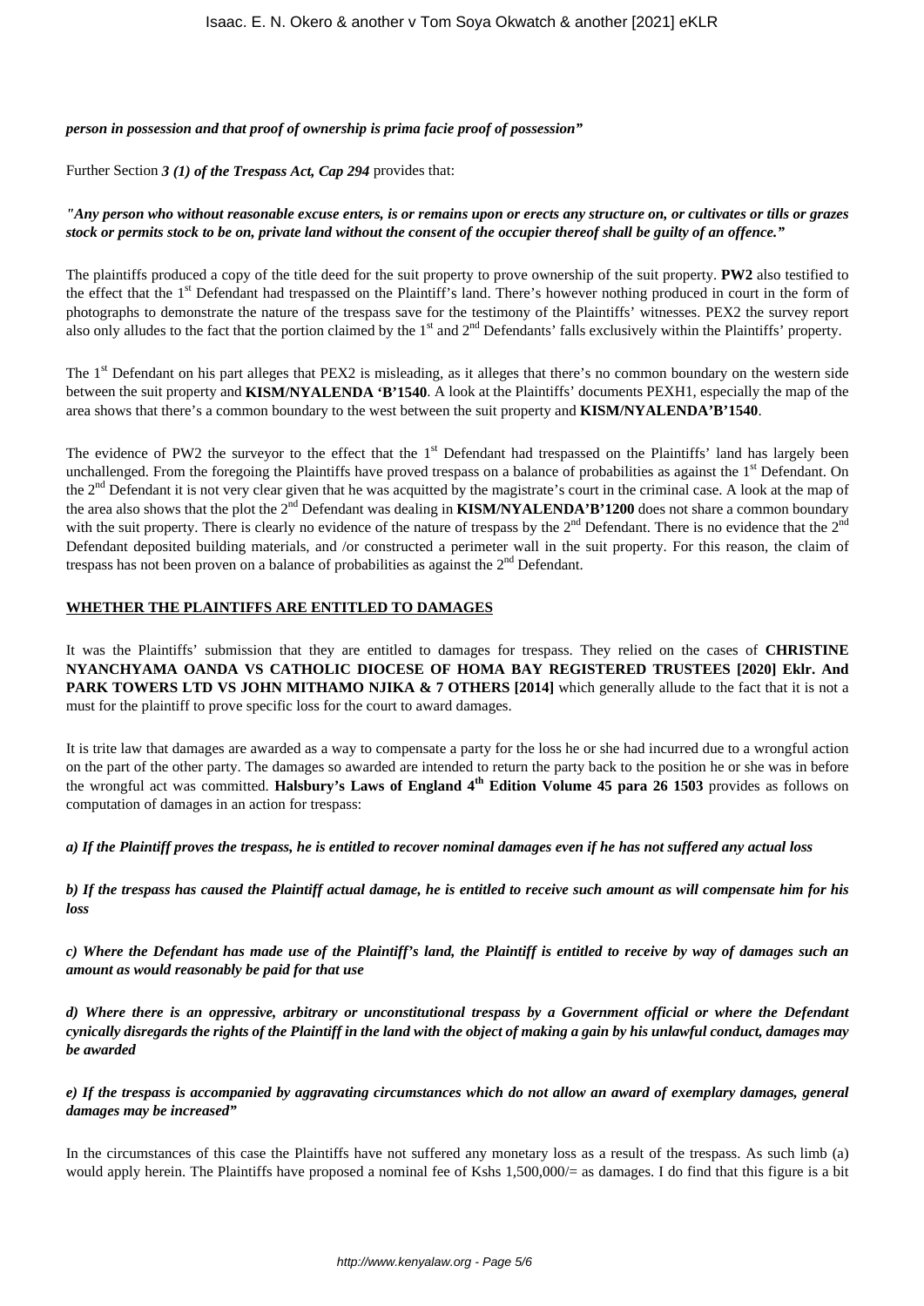***person in possession and that proof of ownership is prima facie proof of possession"***

Further Section ***3 (1) of the Trespass Act, Cap 294*** provides that:

***"Any person who without reasonable excuse enters, is or remains upon or erects any structure on, or cultivates or tills or grazes stock or permits stock to be on, private land without the consent of the occupier thereof shall be guilty of an offence."***

The plaintiffs produced a copy of the title deed for the suit property to prove ownership of the suit property. **PW2** also testified to the effect that the 1st Defendant had trespassed on the Plaintiff's land. There's however nothing produced in court in the form of photographs to demonstrate the nature of the trespass save for the testimony of the Plaintiffs' witnesses. PEX2 the survey report also only alludes to the fact that the portion claimed by the 1st and 2nd Defendants' falls exclusively within the Plaintiffs' property.

The 1st Defendant on his part alleges that PEX2 is misleading, as it alleges that there's no common boundary on the western side between the suit property and **KISM/NYALENDA 'B'1540**. A look at the Plaintiffs' documents PEXH1, especially the map of the area shows that there's a common boundary to the west between the suit property and **KISM/NYALENDA'B'1540**.

The evidence of PW2 the surveyor to the effect that the 1st Defendant had trespassed on the Plaintiffs' land has largely been unchallenged. From the foregoing the Plaintiffs have proved trespass on a balance of probabilities as against the 1st Defendant. On the 2nd Defendant it is not very clear given that he was acquitted by the magistrate's court in the criminal case. A look at the map of the area also shows that the plot the 2nd Defendant was dealing in **KISM/NYALENDA'B'1200** does not share a common boundary with the suit property. There is clearly no evidence of the nature of trespass by the 2nd Defendant. There is no evidence that the 2nd Defendant deposited building materials, and /or constructed a perimeter wall in the suit property. For this reason, the claim of trespass has not been proven on a balance of probabilities as against the 2nd Defendant.

**WHETHER THE PLAINTIFFS ARE ENTITLED TO DAMAGES**

It was the Plaintiffs' submission that they are entitled to damages for trespass. They relied on the cases of **CHRISTINE NYANCHYAMA OANDA VS CATHOLIC DIOCESE OF HOMA BAY REGISTERED TRUSTEES [2020] Eklr. And PARK TOWERS LTD VS JOHN MITHAMO NJIKA & 7 OTHERS [2014]** which generally allude to the fact that it is not a must for the plaintiff to prove specific loss for the court to award damages.

It is trite law that damages are awarded as a way to compensate a party for the loss he or she had incurred due to a wrongful action on the part of the other party. The damages so awarded are intended to return the party back to the position he or she was in before the wrongful act was committed. **Halsbury's Laws of England 4th Edition Volume 45 para 26 1503** provides as follows on computation of damages in an action for trespass:

***a) If the Plaintiff proves the trespass, he is entitled to recover nominal damages even if he has not suffered any actual loss***

***b) If the trespass has caused the Plaintiff actual damage, he is entitled to receive such amount as will compensate him for his loss***

***c) Where the Defendant has made use of the Plaintiff's land, the Plaintiff is entitled to receive by way of damages such an amount as would reasonably be paid for that use***

***d) Where there is an oppressive, arbitrary or unconstitutional trespass by a Government official or where the Defendant cynically disregards the rights of the Plaintiff in the land with the object of making a gain by his unlawful conduct, damages may be awarded***

***e) If the trespass is accompanied by aggravating circumstances which do not allow an award of exemplary damages, general damages may be increased"***

In the circumstances of this case the Plaintiffs have not suffered any monetary loss as a result of the trespass. As such limb (a) would apply herein. The Plaintiffs have proposed a nominal fee of Kshs 1,500,000/= as damages. I do find that this figure is a bit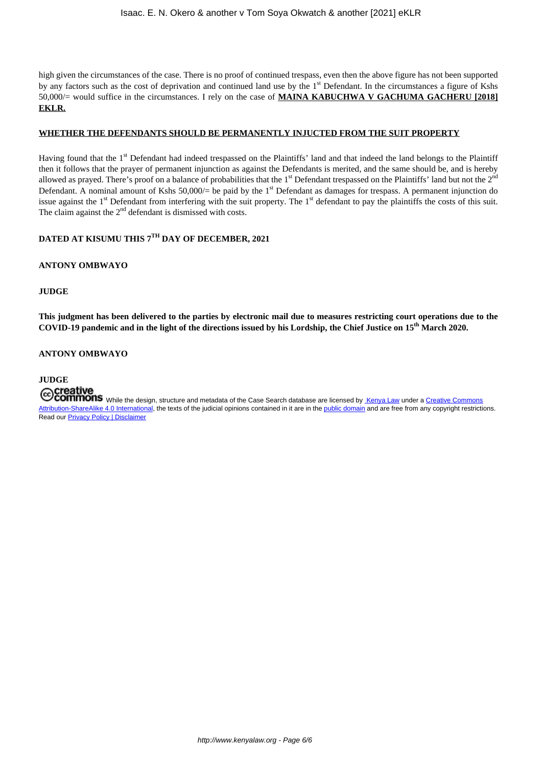high given the circumstances of the case. There is no proof of continued trespass, even then the above figure has not been supported by any factors such as the cost of deprivation and continued land use by the 1st Defendant. In the circumstances a figure of Kshs 50,000/= would suffice in the circumstances. I rely on the case of **MAINA KABUCHWA V GACHUMA GACHERU [2018] EKLR.**

**WHETHER THE DEFENDANTS SHOULD BE PERMANENTLY INJUCTED FROM THE SUIT PROPERTY**

Having found that the 1st Defendant had indeed trespassed on the Plaintiffs' land and that indeed the land belongs to the Plaintiff then it follows that the prayer of permanent injunction as against the Defendants is merited, and the same should be, and is hereby allowed as prayed. There's proof on a balance of probabilities that the 1st Defendant trespassed on the Plaintiffs' land but not the 2nd Defendant. A nominal amount of Kshs 50,000/= be paid by the 1st Defendant as damages for trespass. A permanent injunction do issue against the 1st Defendant from interfering with the suit property. The 1st defendant to pay the plaintiffs the costs of this suit. The claim against the 2nd defendant is dismissed with costs.

**DATED AT KISUMU THIS 7TH DAY OF DECEMBER, 2021**

**ANTONY OMBWAYO**

**JUDGE**

**This judgment has been delivered to the parties by electronic mail due to measures restricting court operations due to the COVID-19 pandemic and in the light of the directions issued by his Lordship, the Chief Justice on 15th March 2020.**

**ANTONY OMBWAYO**

**JUDGE**

While the design, structure and metadata of the Case Search database are licensed by Kenya Law under a Creative Commons Attribution-ShareAlike 4.0 International, the texts of the judicial opinions contained in it are in the public domain and are free from any copyright restrictions. Read our Privacy Policy | Disclaimer